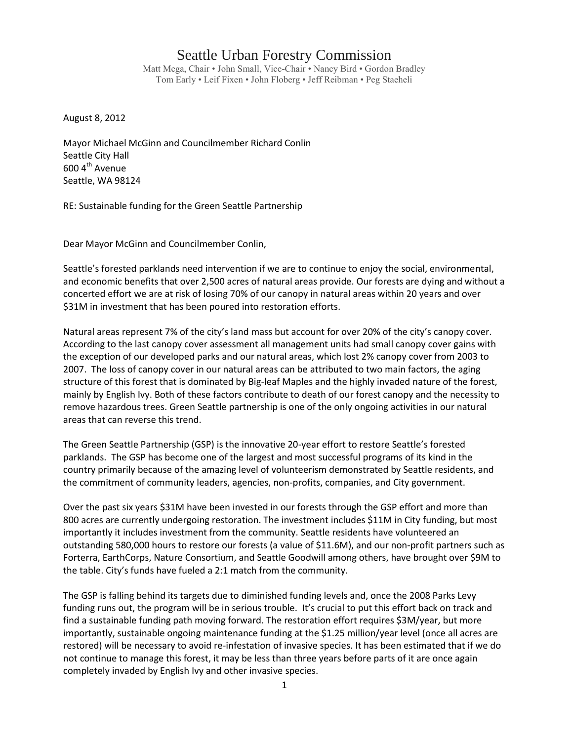# Seattle Urban Forestry Commission

Matt Mega, Chair • John Small, Vice-Chair • Nancy Bird • Gordon Bradley
Tom Early • Leif Fixen • John Floberg • Jeff Reibman • Peg Staeheli

August 8, 2012

Mayor Michael McGinn and Councilmember Richard Conlin
Seattle City Hall
600 4th Avenue
Seattle, WA 98124

RE: Sustainable funding for the Green Seattle Partnership

Dear Mayor McGinn and Councilmember Conlin,

Seattle's forested parklands need intervention if we are to continue to enjoy the social, environmental, and economic benefits that over 2,500 acres of natural areas provide. Our forests are dying and without a concerted effort we are at risk of losing 70% of our canopy in natural areas within 20 years and over $31M in investment that has been poured into restoration efforts.

Natural areas represent 7% of the city's land mass but account for over 20% of the city's canopy cover. According to the last canopy cover assessment all management units had small canopy cover gains with the exception of our developed parks and our natural areas, which lost 2% canopy cover from 2003 to 2007. The loss of canopy cover in our natural areas can be attributed to two main factors, the aging structure of this forest that is dominated by Big-leaf Maples and the highly invaded nature of the forest, mainly by English Ivy. Both of these factors contribute to death of our forest canopy and the necessity to remove hazardous trees. Green Seattle partnership is one of the only ongoing activities in our natural areas that can reverse this trend.

The Green Seattle Partnership (GSP) is the innovative 20-year effort to restore Seattle's forested parklands. The GSP has become one of the largest and most successful programs of its kind in the country primarily because of the amazing level of volunteerism demonstrated by Seattle residents, and the commitment of community leaders, agencies, non-profits, companies, and City government.

Over the past six years $31M have been invested in our forests through the GSP effort and more than 800 acres are currently undergoing restoration. The investment includes $11M in City funding, but most importantly it includes investment from the community. Seattle residents have volunteered an outstanding 580,000 hours to restore our forests (a value of $11.6M), and our non-profit partners such as Forterra, EarthCorps, Nature Consortium, and Seattle Goodwill among others, have brought over $9M to the table. City's funds have fueled a 2:1 match from the community.

The GSP is falling behind its targets due to diminished funding levels and, once the 2008 Parks Levy funding runs out, the program will be in serious trouble. It's crucial to put this effort back on track and find a sustainable funding path moving forward. The restoration effort requires $3M/year, but more importantly, sustainable ongoing maintenance funding at the $1.25 million/year level (once all acres are restored) will be necessary to avoid re-infestation of invasive species. It has been estimated that if we do not continue to manage this forest, it may be less than three years before parts of it are once again completely invaded by English Ivy and other invasive species.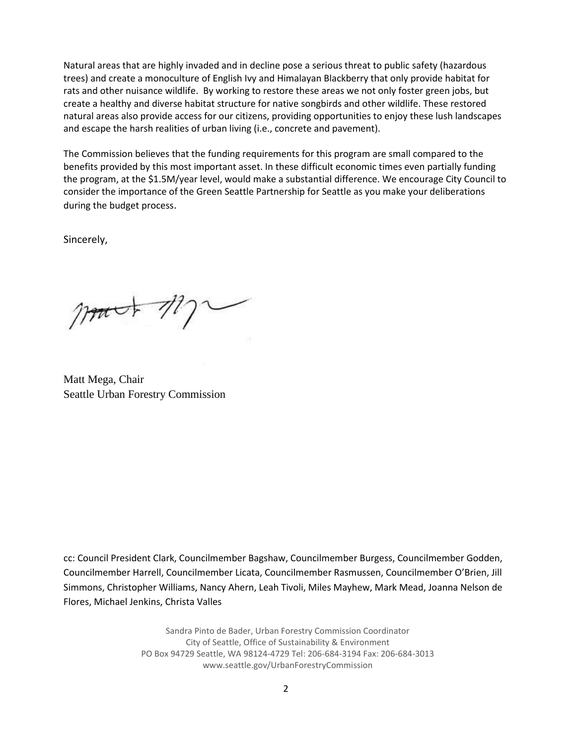Natural areas that are highly invaded and in decline pose a serious threat to public safety (hazardous trees) and create a monoculture of English Ivy and Himalayan Blackberry that only provide habitat for rats and other nuisance wildlife. By working to restore these areas we not only foster green jobs, but create a healthy and diverse habitat structure for native songbirds and other wildlife. These restored natural areas also provide access for our citizens, providing opportunities to enjoy these lush landscapes and escape the harsh realities of urban living (i.e., concrete and pavement).

The Commission believes that the funding requirements for this program are small compared to the benefits provided by this most important asset. In these difficult economic times even partially funding the program, at the $1.5M/year level, would make a substantial difference. We encourage City Council to consider the importance of the Green Seattle Partnership for Seattle as you make your deliberations during the budget process.

Sincerely,

Matt Mega, Chair
Seattle Urban Forestry Commission

cc: Council President Clark, Councilmember Bagshaw, Councilmember Burgess, Councilmember Godden, Councilmember Harrell, Councilmember Licata, Councilmember Rasmussen, Councilmember O'Brien, Jill Simmons, Christopher Williams, Nancy Ahern, Leah Tivoli, Miles Mayhew, Mark Mead, Joanna Nelson de Flores, Michael Jenkins, Christa Valles

Sandra Pinto de Bader, Urban Forestry Commission Coordinator
City of Seattle, Office of Sustainability & Environment
PO Box 94729 Seattle, WA 98124-4729 Tel: 206-684-3194 Fax: 206-684-3013
www.seattle.gov/UrbanForestryCommission